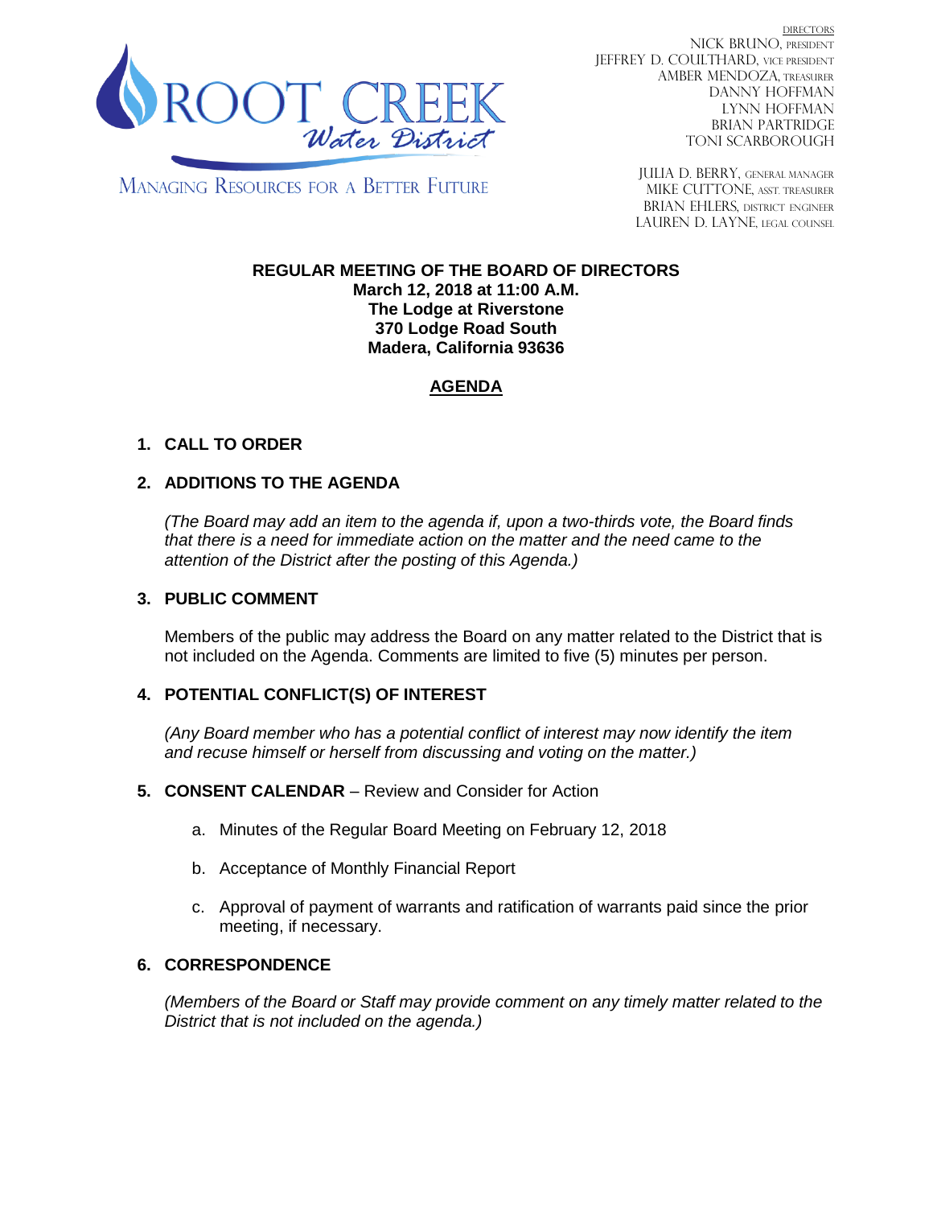ROOT CREEK *Water District*

MANAGING RESOURCES FOR A BETTER FUTURE

DIRECTORS
NICK BRUNO, PRESIDENT
JEFFREY D. COULTHARD, VICE PRESIDENT
AMBER MENDOZA, TREASURER
DANNY HOFFMAN
LYNN HOFFMAN
BRIAN PARTRIDGE
TONI SCARBOROUGH

JULIA D. BERRY, GENERAL MANAGER
MIKE CUTTONE, ASST. TREASURER
BRIAN EHLERS, DISTRICT ENGINEER
LAUREN D. LAYNE, LEGAL COUNSEL

**REGULAR MEETING OF THE BOARD OF DIRECTORS**
**March 12, 2018 at 11:00 A.M.**
**The Lodge at Riverstone**
**370 Lodge Road South**
**Madera, California 93636**

## AGENDA

1. **CALL TO ORDER**

2. **ADDITIONS TO THE AGENDA**

   *(The Board may add an item to the agenda if, upon a two-thirds vote, the Board finds that there is a need for immediate action on the matter and the need came to the attention of the District after the posting of this Agenda.)*

3. **PUBLIC COMMENT**

   Members of the public may address the Board on any matter related to the District that is not included on the Agenda. Comments are limited to five (5) minutes per person.

4. **POTENTIAL CONFLICT(S) OF INTEREST**

   *(Any Board member who has a potential conflict of interest may now identify the item and recuse himself or herself from discussing and voting on the matter.)*

5. **CONSENT CALENDAR** – Review and Consider for Action

   a. Minutes of the Regular Board Meeting on February 12, 2018

   b. Acceptance of Monthly Financial Report

   c. Approval of payment of warrants and ratification of warrants paid since the prior meeting, if necessary.

6. **CORRESPONDENCE**

   *(Members of the Board or Staff may provide comment on any timely matter related to the District that is not included on the agenda.)*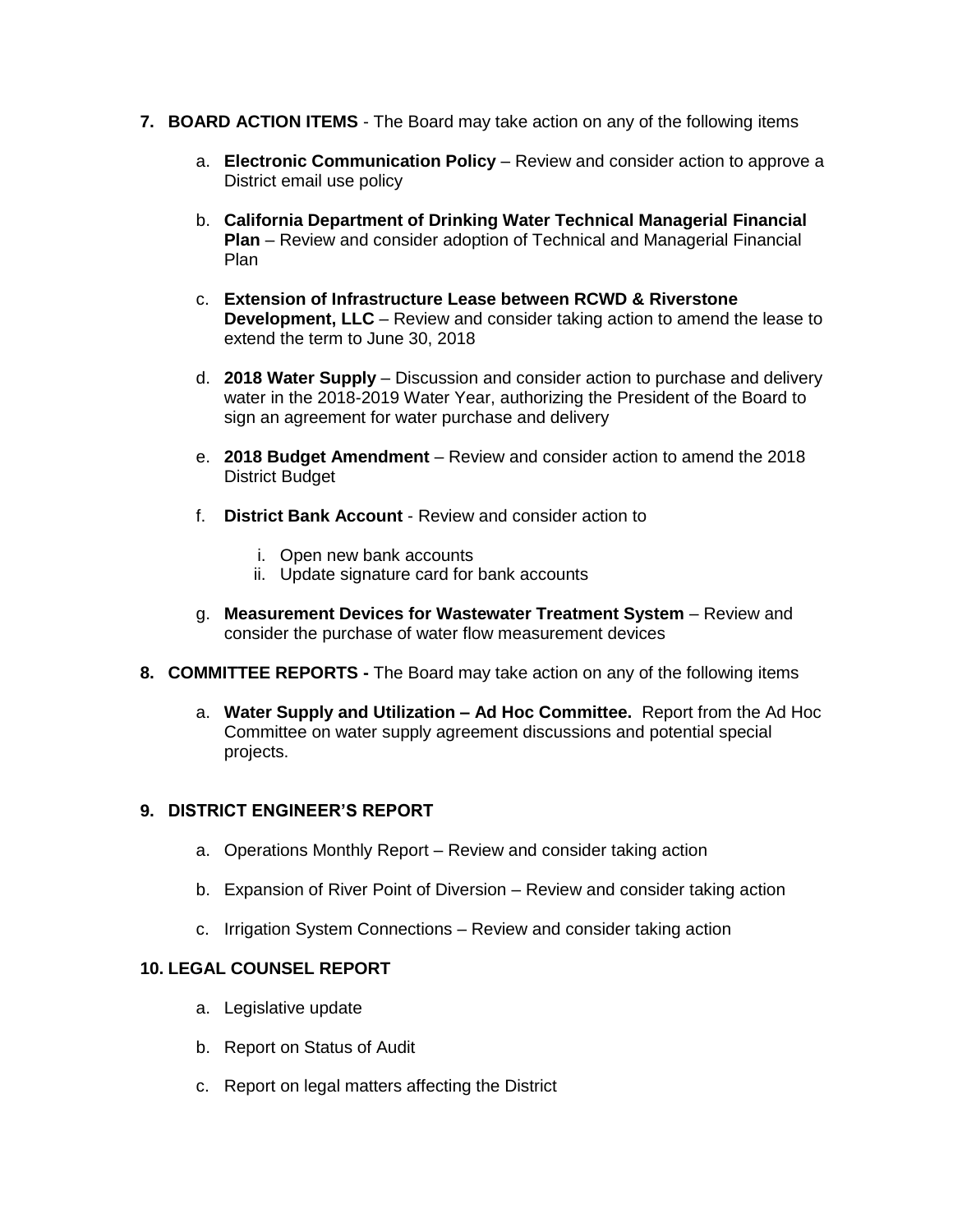7. **BOARD ACTION ITEMS** - The Board may take action on any of the following items

   a. **Electronic Communication Policy** – Review and consider action to approve a District email use policy

   b. **California Department of Drinking Water Technical Managerial Financial Plan** – Review and consider adoption of Technical and Managerial Financial Plan

   c. **Extension of Infrastructure Lease between RCWD & Riverstone Development, LLC** – Review and consider taking action to amend the lease to extend the term to June 30, 2018

   d. **2018 Water Supply** – Discussion and consider action to purchase and delivery water in the 2018-2019 Water Year, authorizing the President of the Board to sign an agreement for water purchase and delivery

   e. **2018 Budget Amendment** – Review and consider action to amend the 2018 District Budget

   f. **District Bank Account** - Review and consider action to

      i. Open new bank accounts
      ii. Update signature card for bank accounts

   g. **Measurement Devices for Wastewater Treatment System** – Review and consider the purchase of water flow measurement devices

8. **COMMITTEE REPORTS -** The Board may take action on any of the following items

   a. **Water Supply and Utilization – Ad Hoc Committee.** Report from the Ad Hoc Committee on water supply agreement discussions and potential special projects.

9. **DISTRICT ENGINEER'S REPORT**

   a. Operations Monthly Report – Review and consider taking action

   b. Expansion of River Point of Diversion – Review and consider taking action

   c. Irrigation System Connections – Review and consider taking action

10. **LEGAL COUNSEL REPORT**

    a. Legislative update

    b. Report on Status of Audit

    c. Report on legal matters affecting the District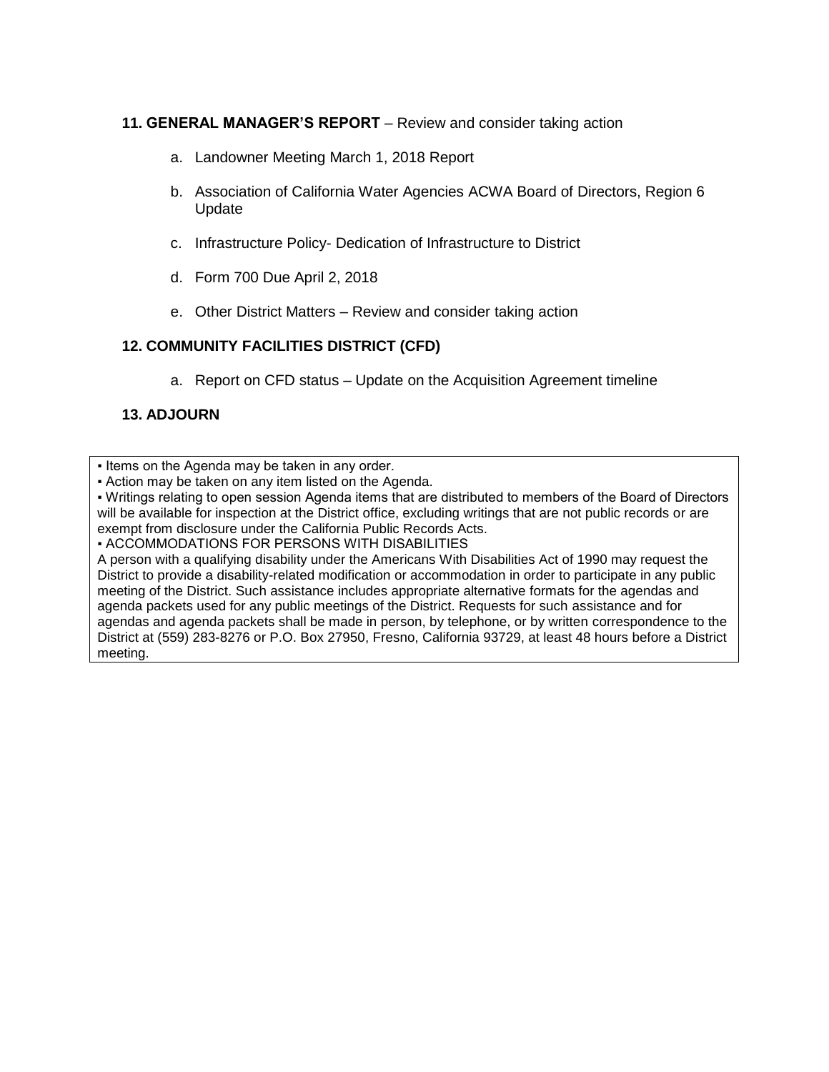**11. GENERAL MANAGER'S REPORT** – Review and consider taking action

a. Landowner Meeting March 1, 2018 Report

b. Association of California Water Agencies ACWA Board of Directors, Region 6 Update

c. Infrastructure Policy- Dedication of Infrastructure to District

d. Form 700 Due April 2, 2018

e. Other District Matters – Review and consider taking action

**12. COMMUNITY FACILITIES DISTRICT (CFD)**

a. Report on CFD status – Update on the Acquisition Agreement timeline

**13. ADJOURN**

- Items on the Agenda may be taken in any order.
- Action may be taken on any item listed on the Agenda.
- Writings relating to open session Agenda items that are distributed to members of the Board of Directors will be available for inspection at the District office, excluding writings that are not public records or are exempt from disclosure under the California Public Records Acts.
- ACCOMMODATIONS FOR PERSONS WITH DISABILITIES

A person with a qualifying disability under the Americans With Disabilities Act of 1990 may request the District to provide a disability-related modification or accommodation in order to participate in any public meeting of the District. Such assistance includes appropriate alternative formats for the agendas and agenda packets used for any public meetings of the District. Requests for such assistance and for agendas and agenda packets shall be made in person, by telephone, or by written correspondence to the District at (559) 283-8276 or P.O. Box 27950, Fresno, California 93729, at least 48 hours before a District meeting.